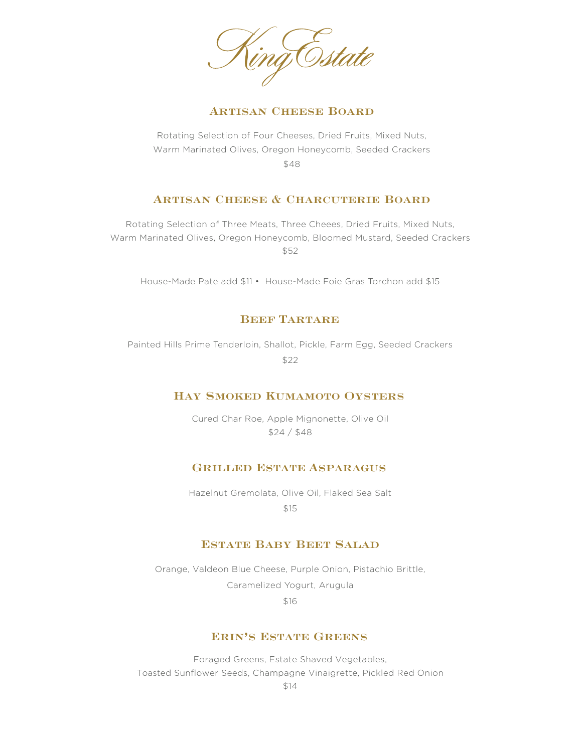# King Estate

## Artisan Cheese Board

Rotating Selection of Four Cheeses, Dried Fruits, Mixed Nuts,
Warm Marinated Olives, Oregon Honeycomb, Seeded Crackers
$48

## Artisan Cheese & Charcuterie Board

Rotating Selection of Three Meats, Three Cheees, Dried Fruits, Mixed Nuts,
Warm Marinated Olives, Oregon Honeycomb, Bloomed Mustard, Seeded Crackers
$52

House-Made Pate add $11 • House-Made Foie Gras Torchon add $15

## Beef Tartare

Painted Hills Prime Tenderloin, Shallot, Pickle, Farm Egg, Seeded Crackers
$22

## Hay Smoked Kumamoto Oysters

Cured Char Roe, Apple Mignonette, Olive Oil
$24 / $48

## Grilled Estate Asparagus

Hazelnut Gremolata, Olive Oil, Flaked Sea Salt
$15

## Estate Baby Beet Salad

Orange, Valdeon Blue Cheese, Purple Onion, Pistachio Brittle,
Caramelized Yogurt, Arugula
$16

## Erin's Estate Greens

Foraged Greens, Estate Shaved Vegetables,
Toasted Sunflower Seeds, Champagne Vinaigrette, Pickled Red Onion
$14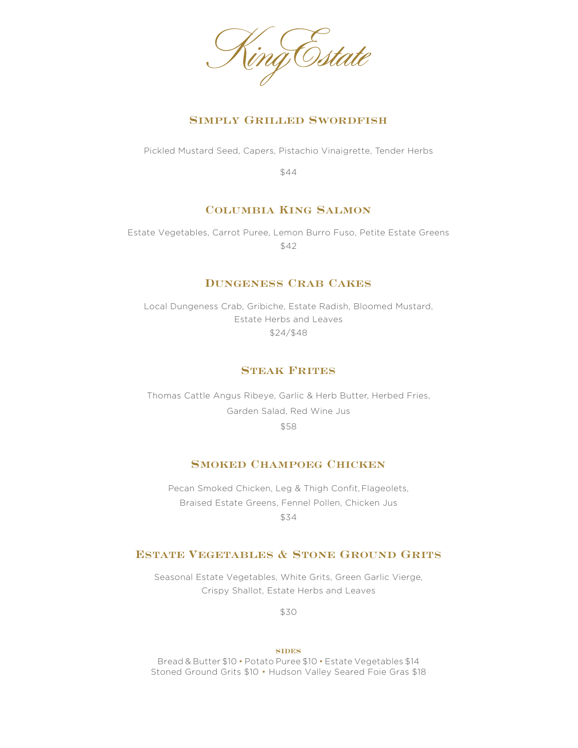# King Estate

## Simply Grilled Swordfish

Pickled Mustard Seed, Capers, Pistachio Vinaigrette, Tender Herbs

$44

## Columbia King Salmon

Estate Vegetables, Carrot Puree, Lemon Burro Fuso, Petite Estate Greens

$42

## Dungeness Crab Cakes

Local Dungeness Crab, Gribiche, Estate Radish, Bloomed Mustard, Estate Herbs and Leaves

$24/$48

## Steak Frites

Thomas Cattle Angus Ribeye, Garlic & Herb Butter, Herbed Fries, Garden Salad, Red Wine Jus

$58

## Smoked Champoeg Chicken

Pecan Smoked Chicken, Leg & Thigh Confit, Flageolets, Braised Estate Greens, Fennel Pollen, Chicken Jus

$34

## Estate Vegetables & Stone Ground Grits

Seasonal Estate Vegetables, White Grits, Green Garlic Vierge, Crispy Shallot, Estate Herbs and Leaves

$30

### Sides

Bread & Butter $10 • Potato Puree $10 • Estate Vegetables $14
Stoned Ground Grits $10 • Hudson Valley Seared Foie Gras $18